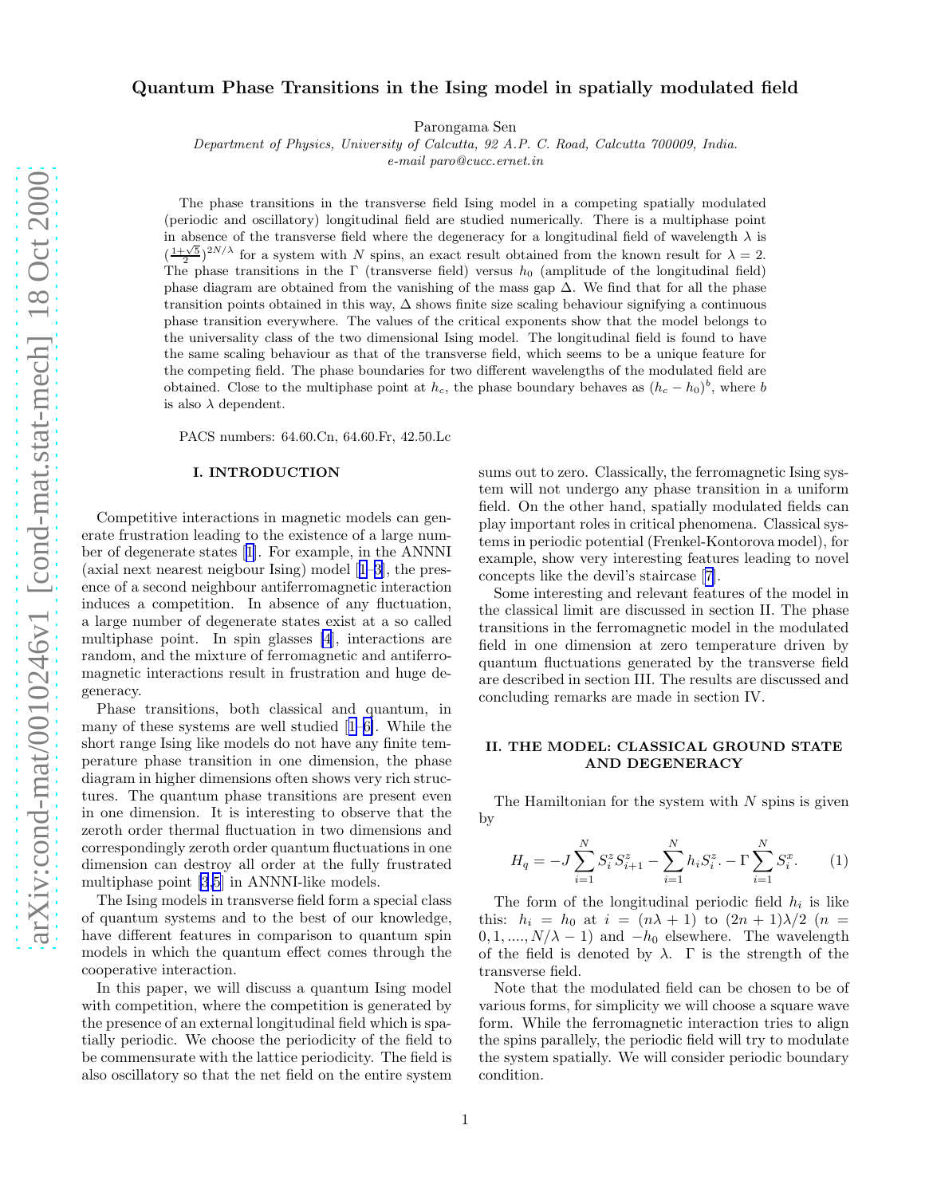# Quantum Phase Transitions in the Ising model in spatially modulated field

Parongama Sen

*Department of Physics, University of Calcutta, 92 A.P. C. Road, Calcutta 700009, India.*
*e-mail paro@cucc.ernet.in*

The phase transitions in the transverse field Ising model in a competing spatially modulated (periodic and oscillatory) longitudinal field are studied numerically. There is a multiphase point in absence of the transverse field where the degeneracy for a longitudinal field of wavelength $\lambda$ is $(\frac{1+\sqrt{5}}{2})^{2N/\lambda}$ for a system with $N$ spins, an exact result obtained from the known result for $\lambda = 2$. The phase transitions in the $\Gamma$ (transverse field) versus $h_0$ (amplitude of the longitudinal field) phase diagram are obtained from the vanishing of the mass gap $\Delta$. We find that for all the phase transition points obtained in this way, $\Delta$ shows finite size scaling behaviour signifying a continuous phase transition everywhere. The values of the critical exponents show that the model belongs to the universality class of the two dimensional Ising model. The longitudinal field is found to have the same scaling behaviour as that of the transverse field, which seems to be a unique feature for the competing field. The phase boundaries for two different wavelengths of the modulated field are obtained. Close to the multiphase point at $h_c$, the phase boundary behaves as $(h_c - h_0)^b$, where $b$ is also $\lambda$ dependent.

PACS numbers: 64.60.Cn, 64.60.Fr, 42.50.Lc

## I. INTRODUCTION

Competitive interactions in magnetic models can generate frustration leading to the existence of a large number of degenerate states [1]. For example, in the ANNNI (axial next nearest neigbour Ising) model [1–3], the presence of a second neighbour antiferromagnetic interaction induces a competition. In absence of any fluctuation, a large number of degenerate states exist at a so called multiphase point. In spin glasses [4], interactions are random, and the mixture of ferromagnetic and antiferromagnetic interactions result in frustration and huge degeneracy.

Phase transitions, both classical and quantum, in many of these systems are well studied [1–6]. While the short range Ising like models do not have any finite temperature phase transition in one dimension, the phase diagram in higher dimensions often shows very rich structures. The quantum phase transitions are present even in one dimension. It is interesting to observe that the zeroth order thermal fluctuation in two dimensions and correspondingly zeroth order quantum fluctuations in one dimension can destroy all order at the fully frustrated multiphase point [3,5] in ANNNI-like models.

The Ising models in transverse field form a special class of quantum systems and to the best of our knowledge, have different features in comparison to quantum spin models in which the quantum effect comes through the cooperative interaction.

In this paper, we will discuss a quantum Ising model with competition, where the competition is generated by the presence of an external longitudinal field which is spatially periodic. We choose the periodicity of the field to be commensurate with the lattice periodicity. The field is also oscillatory so that the net field on the entire system sums out to zero. Classically, the ferromagnetic Ising system will not undergo any phase transition in a uniform field. On the other hand, spatially modulated fields can play important roles in critical phenomena. Classical systems in periodic potential (Frenkel-Kontorova model), for example, show very interesting features leading to novel concepts like the devil's staircase [7].

Some interesting and relevant features of the model in the classical limit are discussed in section II. The phase transitions in the ferromagnetic model in the modulated field in one dimension at zero temperature driven by quantum fluctuations generated by the transverse field are described in section III. The results are discussed and concluding remarks are made in section IV.

## II. THE MODEL: CLASSICAL GROUND STATE AND DEGENERACY

The Hamiltonian for the system with $N$ spins is given by

$$H_q = -J \sum_{i=1}^{N} S_i^z S_{i+1}^z - \sum_{i=1}^{N} h_i S_i^z. - \Gamma \sum_{i=1}^{N} S_i^x. \qquad (1)$$

The form of the longitudinal periodic field $h_i$ is like this: $h_i = h_0$ at $i = (n\lambda + 1)$ to $(2n+1)\lambda/2$ ($n = 0, 1, ...., N/\lambda - 1$) and $-h_0$ elsewhere. The wavelength of the field is denoted by $\lambda$. $\Gamma$ is the strength of the transverse field.

Note that the modulated field can be chosen to be of various forms, for simplicity we will choose a square wave form. While the ferromagnetic interaction tries to align the spins parallely, the periodic field will try to modulate the system spatially. We will consider periodic boundary condition.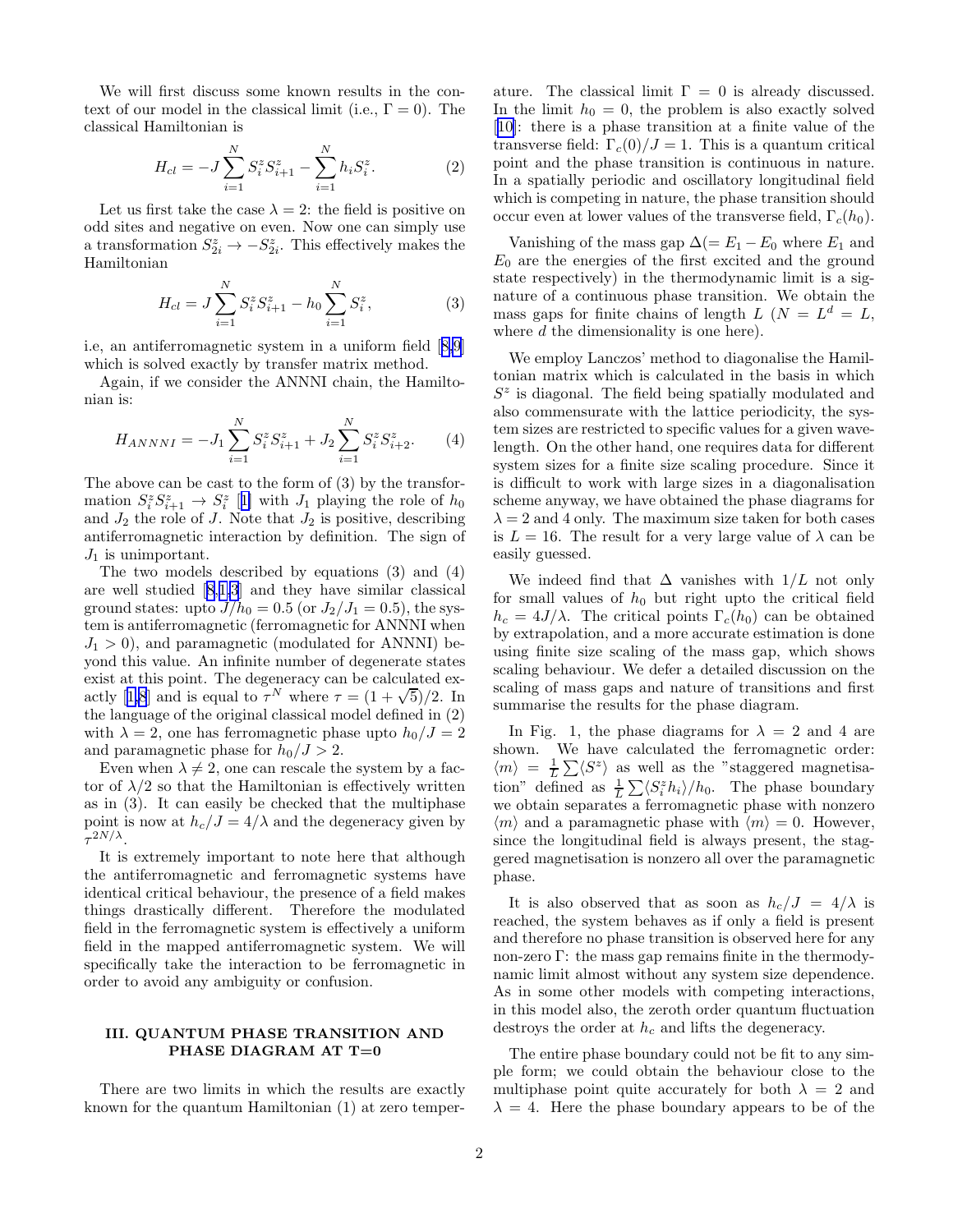We will first discuss some known results in the context of our model in the classical limit (i.e., $\Gamma = 0$). The classical Hamiltonian is

$$H_{cl} = -J\sum_{i=1}^{N} S_i^z S_{i+1}^z - \sum_{i=1}^{N} h_i S_i^z. \tag{2}$$

Let us first take the case $\lambda = 2$: the field is positive on odd sites and negative on even. Now one can simply use a transformation $S_{2i}^z \to -S_{2i}^z$. This effectively makes the Hamiltonian

$$H_{cl} = J\sum_{i=1}^{N} S_i^z S_{i+1}^z - h_0 \sum_{i=1}^{N} S_i^z, \tag{3}$$

i.e, an antiferromagnetic system in a uniform field [8,9] which is solved exactly by transfer matrix method.

Again, if we consider the ANNNI chain, the Hamiltonian is:

$$H_{ANNNI} = -J_1\sum_{i=1}^{N} S_i^z S_{i+1}^z + J_2 \sum_{i=1}^{N} S_i^z S_{i+2}^z. \tag{4}$$

The above can be cast to the form of (3) by the transformation $S_i^z S_{i+1}^z \to S_i^z$ [1] with $J_1$ playing the role of $h_0$ and $J_2$ the role of $J$. Note that $J_2$ is positive, describing antiferromagnetic interaction by definition. The sign of $J_1$ is unimportant.

The two models described by equations (3) and (4) are well studied [8,1,3] and they have similar classical ground states: upto $J/h_0 = 0.5$ (or $J_2/J_1 = 0.5$), the system is antiferromagnetic (ferromagnetic for ANNNI when $J_1 > 0$), and paramagnetic (modulated for ANNNI) beyond this value. An infinite number of degenerate states exist at this point. The degeneracy can be calculated exactly [1,8] and is equal to $\tau^N$ where $\tau = (1+\sqrt{5})/2$. In the language of the original classical model defined in (2) with $\lambda = 2$, one has ferromagnetic phase upto $h_0/J = 2$ and paramagnetic phase for $h_0/J > 2$.

Even when $\lambda \neq 2$, one can rescale the system by a factor of $\lambda/2$ so that the Hamiltonian is effectively written as in (3). It can easily be checked that the multiphase point is now at $h_c/J = 4/\lambda$ and the degeneracy given by $\tau^{2N/\lambda}$.

It is extremely important to note here that although the antiferromagnetic and ferromagnetic systems have identical critical behaviour, the presence of a field makes things drastically different. Therefore the modulated field in the ferromagnetic system is effectively a uniform field in the mapped antiferromagnetic system. We will specifically take the interaction to be ferromagnetic in order to avoid any ambiguity or confusion.

### III. QUANTUM PHASE TRANSITION AND PHASE DIAGRAM AT T=0

There are two limits in which the results are exactly known for the quantum Hamiltonian (1) at zero temperature. The classical limit $\Gamma = 0$ is already discussed. In the limit $h_0 = 0$, the problem is also exactly solved [10]: there is a phase transition at a finite value of the transverse field: $\Gamma_c(0)/J = 1$. This is a quantum critical point and the phase transition is continuous in nature. In a spatially periodic and oscillatory longitudinal field which is competing in nature, the phase transition should occur even at lower values of the transverse field, $\Gamma_c(h_0)$.

Vanishing of the mass gap $\Delta (= E_1 - E_0$ where $E_1$ and $E_0$ are the energies of the first excited and the ground state respectively) in the thermodynamic limit is a signature of a continuous phase transition. We obtain the mass gaps for finite chains of length $L$ ($N = L^d = L$, where $d$ the dimensionality is one here).

We employ Lanczos' method to diagonalise the Hamiltonian matrix which is calculated in the basis in which $S^z$ is diagonal. The field being spatially modulated and also commensurate with the lattice periodicity, the system sizes are restricted to specific values for a given wavelength. On the other hand, one requires data for different system sizes for a finite size scaling procedure. Since it is difficult to work with large sizes in a diagonalisation scheme anyway, we have obtained the phase diagrams for $\lambda = 2$ and 4 only. The maximum size taken for both cases is $L = 16$. The result for a very large value of $\lambda$ can be easily guessed.

We indeed find that $\Delta$ vanishes with $1/L$ not only for small values of $h_0$ but right upto the critical field $h_c = 4J/\lambda$. The critical points $\Gamma_c(h_0)$ can be obtained by extrapolation, and a more accurate estimation is done using finite size scaling of the mass gap, which shows scaling behaviour. We defer a detailed discussion on the scaling of mass gaps and nature of transitions and first summarise the results for the phase diagram.

In Fig. 1, the phase diagrams for $\lambda = 2$ and 4 are shown. We have calculated the ferromagnetic order: $\langle m \rangle = \frac{1}{L}\sum \langle S^z \rangle$ as well as the "staggered magnetisation" defined as $\frac{1}{L}\sum \langle S_i^z h_i \rangle / h_0$. The phase boundary we obtain separates a ferromagnetic phase with nonzero $\langle m \rangle$ and a paramagnetic phase with $\langle m \rangle = 0$. However, since the longitudinal field is always present, the staggered magnetisation is nonzero all over the paramagnetic phase.

It is also observed that as soon as $h_c/J = 4/\lambda$ is reached, the system behaves as if only a field is present and therefore no phase transition is observed here for any non-zero $\Gamma$: the mass gap remains finite in the thermodynamic limit almost without any system size dependence. As in some other models with competing interactions, in this model also, the zeroth order quantum fluctuation destroys the order at $h_c$ and lifts the degeneracy.

The entire phase boundary could not be fit to any simple form; we could obtain the behaviour close to the multiphase point quite accurately for both $\lambda = 2$ and $\lambda = 4$. Here the phase boundary appears to be of the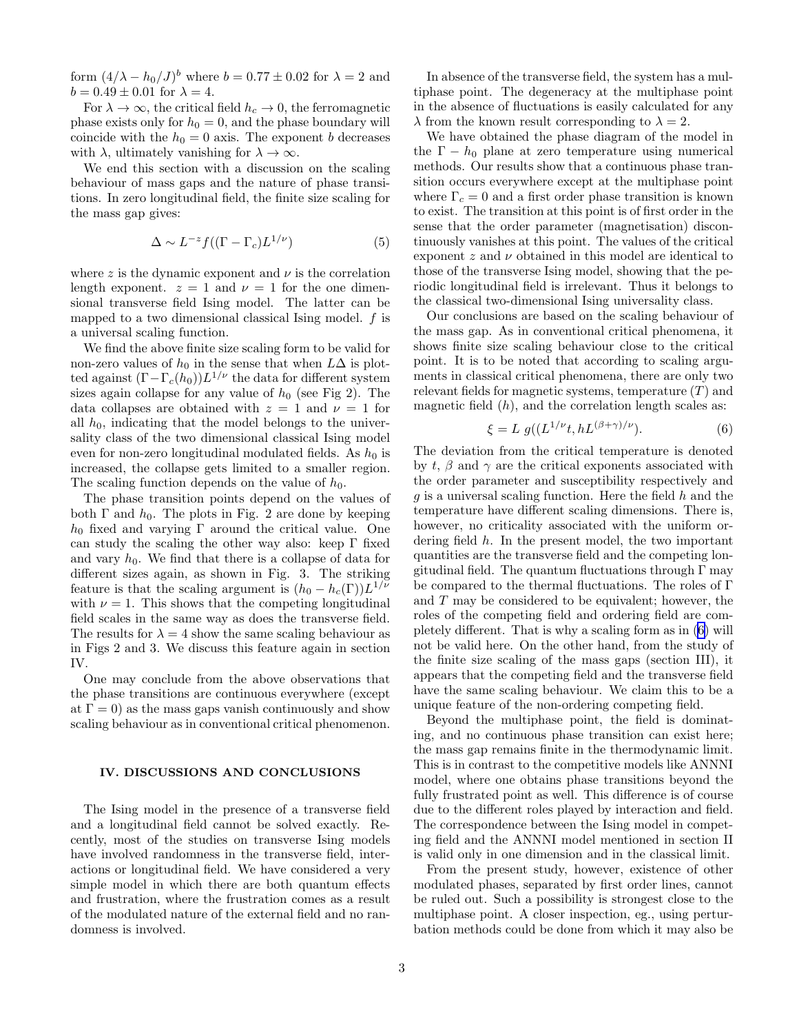form $(4/\lambda - h_0/J)^b$ where $b = 0.77 \pm 0.02$ for $\lambda = 2$ and $b = 0.49 \pm 0.01$ for $\lambda = 4$.

For $\lambda \to \infty$, the critical field $h_c \to 0$, the ferromagnetic phase exists only for $h_0 = 0$, and the phase boundary will coincide with the $h_0 = 0$ axis. The exponent $b$ decreases with $\lambda$, ultimately vanishing for $\lambda \to \infty$.

We end this section with a discussion on the scaling behaviour of mass gaps and the nature of phase transitions. In zero longitudinal field, the finite size scaling for the mass gap gives:

$$\Delta \sim L^{-z} f((\Gamma - \Gamma_c)L^{1/\nu}) \tag{5}$$

where $z$ is the dynamic exponent and $\nu$ is the correlation length exponent. $z = 1$ and $\nu = 1$ for the one dimensional transverse field Ising model. The latter can be mapped to a two dimensional classical Ising model. $f$ is a universal scaling function.

We find the above finite size scaling form to be valid for non-zero values of $h_0$ in the sense that when $L\Delta$ is plotted against $(\Gamma - \Gamma_c(h_0))L^{1/\nu}$ the data for different system sizes again collapse for any value of $h_0$ (see Fig 2). The data collapses are obtained with $z = 1$ and $\nu = 1$ for all $h_0$, indicating that the model belongs to the universality class of the two dimensional classical Ising model even for non-zero longitudinal modulated fields. As $h_0$ is increased, the collapse gets limited to a smaller region. The scaling function depends on the value of $h_0$.

The phase transition points depend on the values of both $\Gamma$ and $h_0$. The plots in Fig. 2 are done by keeping $h_0$ fixed and varying $\Gamma$ around the critical value. One can study the scaling the other way also: keep $\Gamma$ fixed and vary $h_0$. We find that there is a collapse of data for different sizes again, as shown in Fig. 3. The striking feature is that the scaling argument is $(h_0 - h_c(\Gamma))L^{1/\nu}$ with $\nu = 1$. This shows that the competing longitudinal field scales in the same way as does the transverse field. The results for $\lambda = 4$ show the same scaling behaviour as in Figs 2 and 3. We discuss this feature again in section IV.

One may conclude from the above observations that the phase transitions are continuous everywhere (except at $\Gamma = 0$) as the mass gaps vanish continuously and show scaling behaviour as in conventional critical phenomenon.

## IV. DISCUSSIONS AND CONCLUSIONS

The Ising model in the presence of a transverse field and a longitudinal field cannot be solved exactly. Recently, most of the studies on transverse Ising models have involved randomness in the transverse field, interactions or longitudinal field. We have considered a very simple model in which there are both quantum effects and frustration, where the frustration comes as a result of the modulated nature of the external field and no randomness is involved.

In absence of the transverse field, the system has a multiphase point. The degeneracy at the multiphase point in the absence of fluctuations is easily calculated for any $\lambda$ from the known result corresponding to $\lambda = 2$.

We have obtained the phase diagram of the model in the $\Gamma - h_0$ plane at zero temperature using numerical methods. Our results show that a continuous phase transition occurs everywhere except at the multiphase point where $\Gamma_c = 0$ and a first order phase transition is known to exist. The transition at this point is of first order in the sense that the order parameter (magnetisation) discontinuously vanishes at this point. The values of the critical exponent $z$ and $\nu$ obtained in this model are identical to those of the transverse Ising model, showing that the periodic longitudinal field is irrelevant. Thus it belongs to the classical two-dimensional Ising universality class.

Our conclusions are based on the scaling behaviour of the mass gap. As in conventional critical phenomena, it shows finite size scaling behaviour close to the critical point. It is to be noted that according to scaling arguments in classical critical phenomena, there are only two relevant fields for magnetic systems, temperature ($T$) and magnetic field ($h$), and the correlation length scales as:

$$\xi = L\ g((L^{1/\nu}t, hL^{(\beta+\gamma)/\nu}). \tag{6}$$

The deviation from the critical temperature is denoted by $t$, $\beta$ and $\gamma$ are the critical exponents associated with the order parameter and susceptibility respectively and $g$ is a universal scaling function. Here the field $h$ and the temperature have different scaling dimensions. There is, however, no criticality associated with the uniform ordering field $h$. In the present model, the two important quantities are the transverse field and the competing longitudinal field. The quantum fluctuations through $\Gamma$ may be compared to the thermal fluctuations. The roles of $\Gamma$ and $T$ may be considered to be equivalent; however, the roles of the competing field and ordering field are completely different. That is why a scaling form as in (6) will not be valid here. On the other hand, from the study of the finite size scaling of the mass gaps (section III), it appears that the competing field and the transverse field have the same scaling behaviour. We claim this to be a unique feature of the non-ordering competing field.

Beyond the multiphase point, the field is dominating, and no continuous phase transition can exist here; the mass gap remains finite in the thermodynamic limit. This is in contrast to the competitive models like ANNNI model, where one obtains phase transitions beyond the fully frustrated point as well. This difference is of course due to the different roles played by interaction and field. The correspondence between the Ising model in competing field and the ANNNI model mentioned in section II is valid only in one dimension and in the classical limit.

From the present study, however, existence of other modulated phases, separated by first order lines, cannot be ruled out. Such a possibility is strongest close to the multiphase point. A closer inspection, eg., using perturbation methods could be done from which it may also be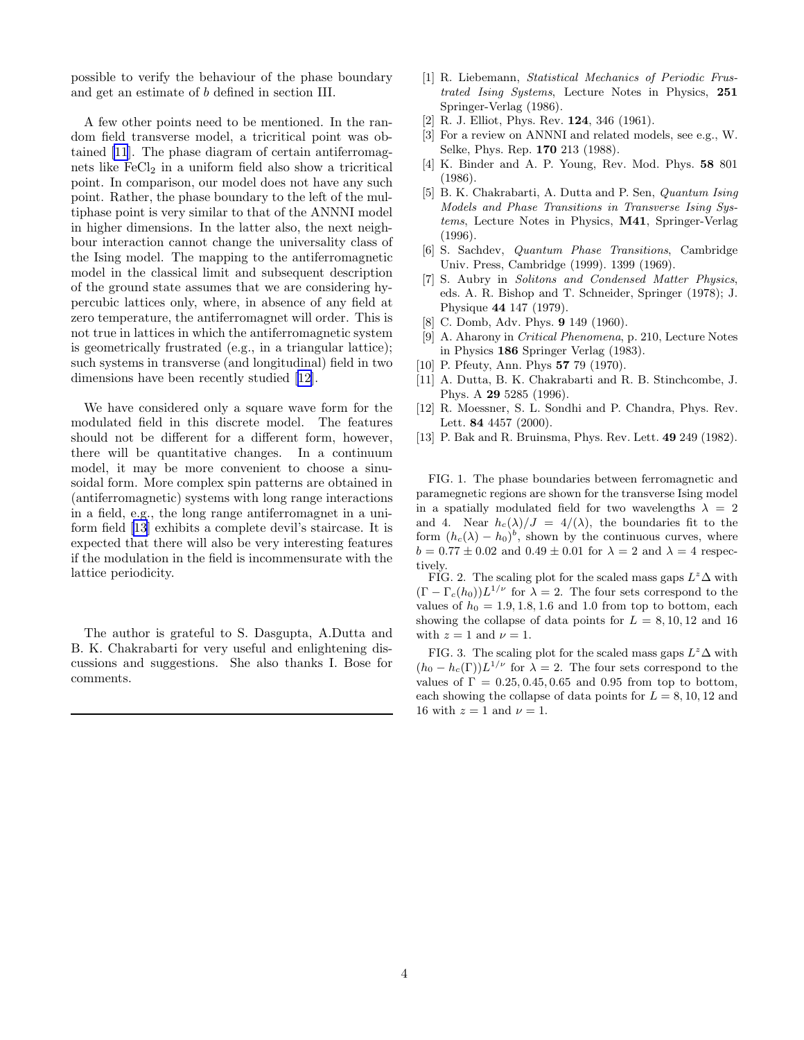possible to verify the behaviour of the phase boundary and get an estimate of $b$ defined in section III.

A few other points need to be mentioned. In the random field transverse model, a tricritical point was obtained [11]. The phase diagram of certain antiferromagnets like $FeCl_2$ in a uniform field also show a tricritical point. In comparison, our model does not have any such point. Rather, the phase boundary to the left of the multiphase point is very similar to that of the ANNNI model in higher dimensions. In the latter also, the next neighbour interaction cannot change the universality class of the Ising model. The mapping to the antiferromagnetic model in the classical limit and subsequent description of the ground state assumes that we are considering hypercubic lattices only, where, in absence of any field at zero temperature, the antiferromagnet will order. This is not true in lattices in which the antiferromagnetic system is geometrically frustrated (e.g., in a triangular lattice); such systems in transverse (and longitudinal) field in two dimensions have been recently studied [12].

We have considered only a square wave form for the modulated field in this discrete model. The features should not be different for a different form, however, there will be quantitative changes. In a continuum model, it may be more convenient to choose a sinusoidal form. More complex spin patterns are obtained in (antiferromagnetic) systems with long range interactions in a field, e.g., the long range antiferromagnet in a uniform field [13] exhibits a complete devil's staircase. It is expected that there will also be very interesting features if the modulation in the field is incommensurate with the lattice periodicity.

The author is grateful to S. Dasgupta, A.Dutta and B. K. Chakrabarti for very useful and enlightening discussions and suggestions. She also thanks I. Bose for comments.

---

[1] R. Liebemann, *Statistical Mechanics of Periodic Frustrated Ising Systems*, Lecture Notes in Physics, **251** Springer-Verlag (1986).

[2] R. J. Elliot, Phys. Rev. **124**, 346 (1961).

[3] For a review on ANNNI and related models, see e.g., W. Selke, Phys. Rep. **170** 213 (1988).

[4] K. Binder and A. P. Young, Rev. Mod. Phys. **58** 801 (1986).

[5] B. K. Chakrabarti, A. Dutta and P. Sen, *Quantum Ising Models and Phase Transitions in Transverse Ising Systems*, Lecture Notes in Physics, **M41**, Springer-Verlag (1996).

[6] S. Sachdev, *Quantum Phase Transitions*, Cambridge Univ. Press, Cambridge (1999). 1399 (1969).

[7] S. Aubry in *Solitons and Condensed Matter Physics*, eds. A. R. Bishop and T. Schneider, Springer (1978); J. Physique **44** 147 (1979).

[8] C. Domb, Adv. Phys. **9** 149 (1960).

[9] A. Aharony in *Critical Phenomena*, p. 210, Lecture Notes in Physics **186** Springer Verlag (1983).

[10] P. Pfeuty, Ann. Phys **57** 79 (1970).

[11] A. Dutta, B. K. Chakrabarti and R. B. Stinchcombe, J. Phys. A **29** 5285 (1996).

[12] R. Moessner, S. L. Sondhi and P. Chandra, Phys. Rev. Lett. **84** 4457 (2000).

[13] P. Bak and R. Bruinsma, Phys. Rev. Lett. **49** 249 (1982).

FIG. 1. The phase boundaries between ferromagnetic and paramegnetic regions are shown for the transverse Ising model in a spatially modulated field for two wavelengths $\lambda = 2$ and 4. Near $h_c(\lambda)/J = 4/(\lambda)$, the boundaries fit to the form $(h_c(\lambda) - h_0)^b$, shown by the continuous curves, where $b = 0.77 \pm 0.02$ and $0.49 \pm 0.01$ for $\lambda = 2$ and $\lambda = 4$ respectively.

FIG. 2. The scaling plot for the scaled mass gaps $L^z\Delta$ with $(\Gamma - \Gamma_c(h_0))L^{1/\nu}$ for $\lambda = 2$. The four sets correspond to the values of $h_0 = 1.9, 1.8, 1.6$ and $1.0$ from top to bottom, each showing the collapse of data points for $L = 8, 10, 12$ and $16$ with $z = 1$ and $\nu = 1$.

FIG. 3. The scaling plot for the scaled mass gaps $L^z\Delta$ with $(h_0 - h_c(\Gamma))L^{1/\nu}$ for $\lambda = 2$. The four sets correspond to the values of $\Gamma = 0.25, 0.45, 0.65$ and $0.95$ from top to bottom, each showing the collapse of data points for $L = 8, 10, 12$ and $16$ with $z = 1$ and $\nu = 1$.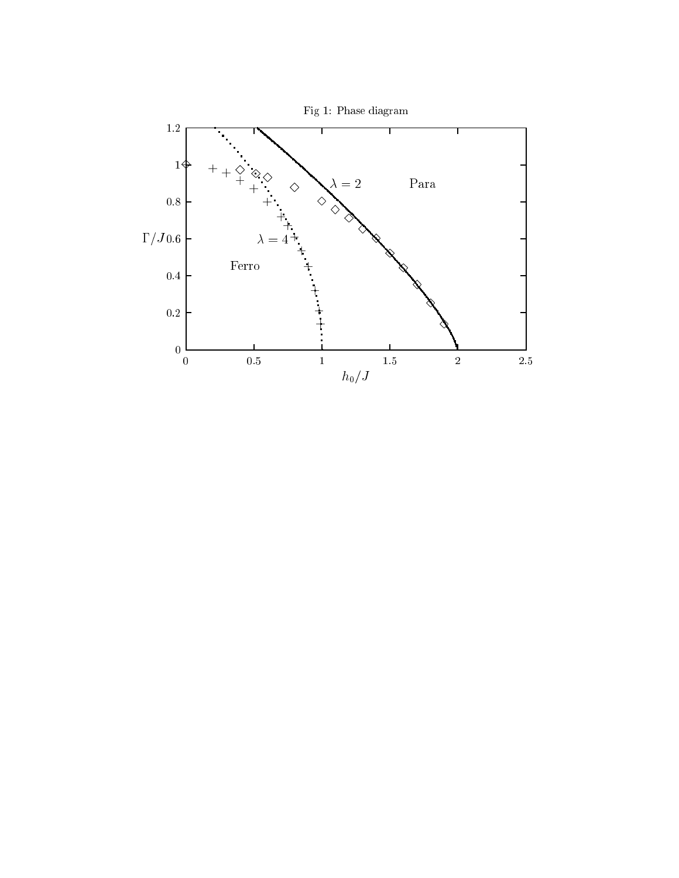Fig 1: Phase diagram

$\Gamma/J$

$h_0/J$

$\lambda = 2$

$\lambda = 4$

Para

Ferro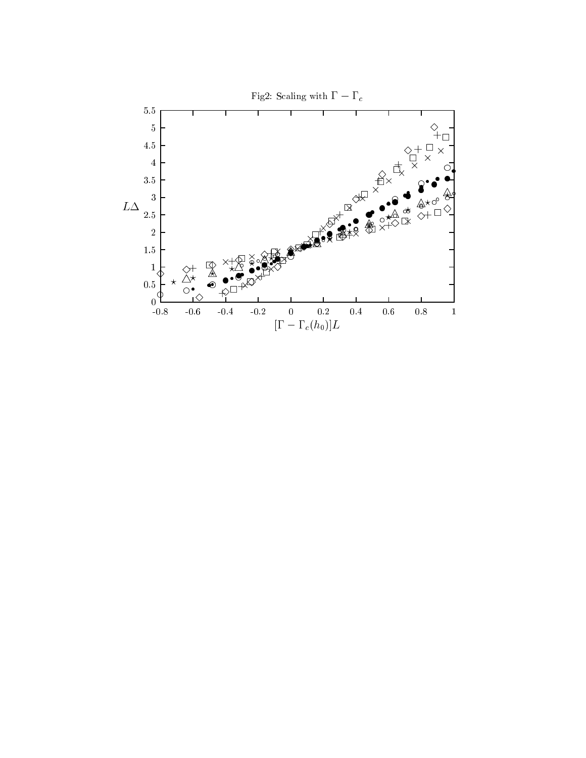Fig2: Scaling with $\Gamma - \Gamma_c$

$L\Delta$

$[\Gamma - \Gamma_c(h_0)]L$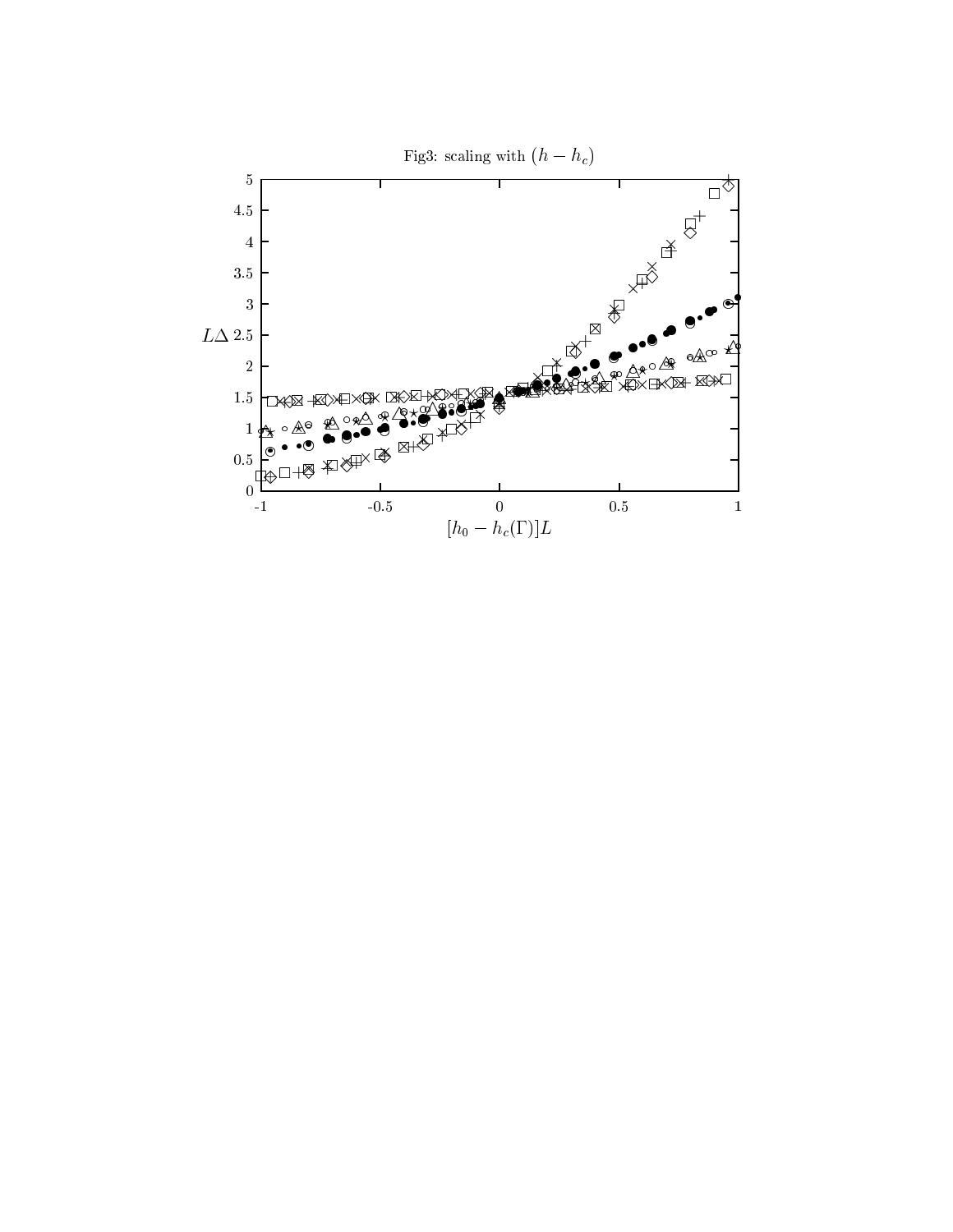Fig3: scaling with $(h - h_c)$

$L\Delta$

5
4.5
4
3.5
3
2.5
2
1.5
1
0.5
0

-1
-0.5
0
0.5
1

$[h_0 - h_c(\Gamma)]L$